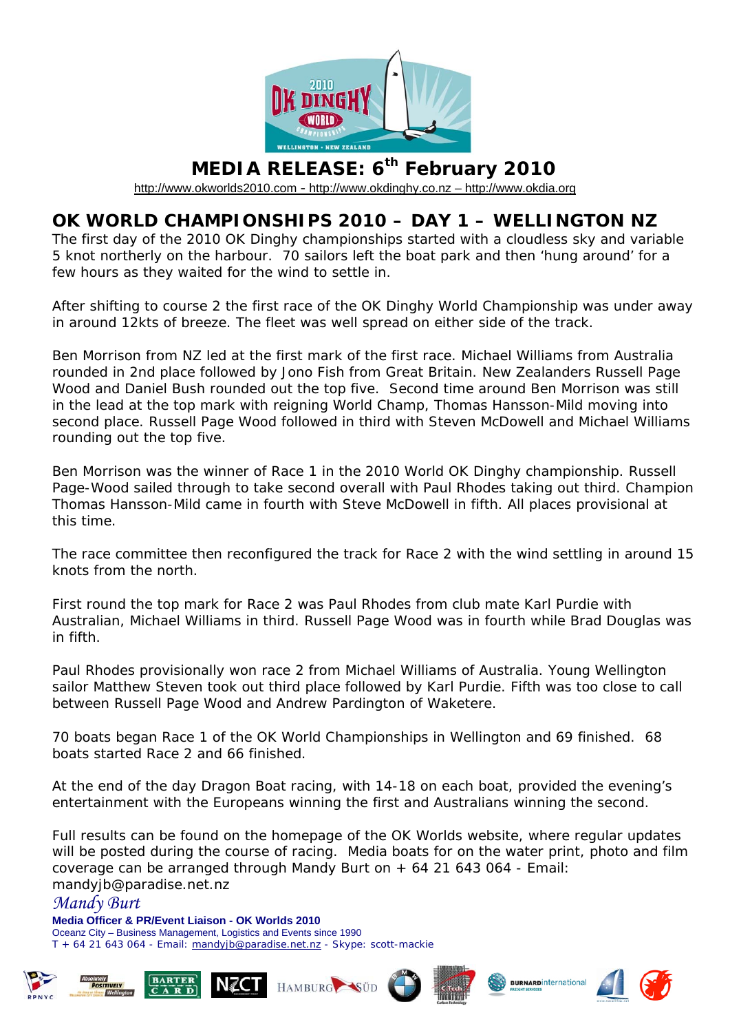# MEDIA RELEASE: 6th February 2010

http://www.okworlds2010.com - http://www.okdinghy.co.nz – http://www.okdia.org

## OK WORLD CHAMPIONSHIPS 2010 – DAY 1 – WELLINGTON NZ

The first day of the 2010 OK Dinghy championships started with a cloudless sky and variable 5 knot northerly on the harbour. 70 sailors left the boat park and then 'hung around' for a few hours as they waited for the wind to settle in.

After shifting to course 2 the first race of the OK Dinghy World Championship was under away in around 12kts of breeze. The fleet was well spread on either side of the track.

Ben Morrison from NZ led at the first mark of the first race. Michael Williams from Australia rounded in 2nd place followed by Jono Fish from Great Britain. New Zealanders Russell Page Wood and Daniel Bush rounded out the top five. Second time around Ben Morrison was still in the lead at the top mark with reigning World Champ, Thomas Hansson-Mild moving into second place. Russell Page Wood followed in third with Steven McDowell and Michael Williams rounding out the top five.

Ben Morrison was the winner of Race 1 in the 2010 World OK Dinghy championship. Russell Page-Wood sailed through to take second overall with Paul Rhodes taking out third. Champion Thomas Hansson-Mild came in fourth with Steve McDowell in fifth. All places provisional at this time.

The race committee then reconfigured the track for Race 2 with the wind settling in around 15 knots from the north.

First round the top mark for Race 2 was Paul Rhodes from club mate Karl Purdie with Australian, Michael Williams in third. Russell Page Wood was in fourth while Brad Douglas was in fifth.

Paul Rhodes provisionally won race 2 from Michael Williams of Australia. Young Wellington sailor Matthew Steven took out third place followed by Karl Purdie. Fifth was too close to call between Russell Page Wood and Andrew Pardington of Waketere.

70 boats began Race 1 of the OK World Championships in Wellington and 69 finished. 68 boats started Race 2 and 66 finished.

At the end of the day Dragon Boat racing, with 14-18 on each boat, provided the evening's entertainment with the Europeans winning the first and Australians winning the second.

Full results can be found on the homepage of the OK Worlds website, where regular updates will be posted during the course of racing. Media boats for on the water print, photo and film coverage can be arranged through Mandy Burt on + 64 21 643 064 - Email: mandyjb@paradise.net.nz

*Mandy Burt*

**Media Officer & PR/Event Liaison - OK Worlds 2010**

Oceanz City – Business Management, Logistics and Events since 1990

T + 64 21 643 064 - Email: mandyjb@paradise.net.nz - Skype: scott-mackie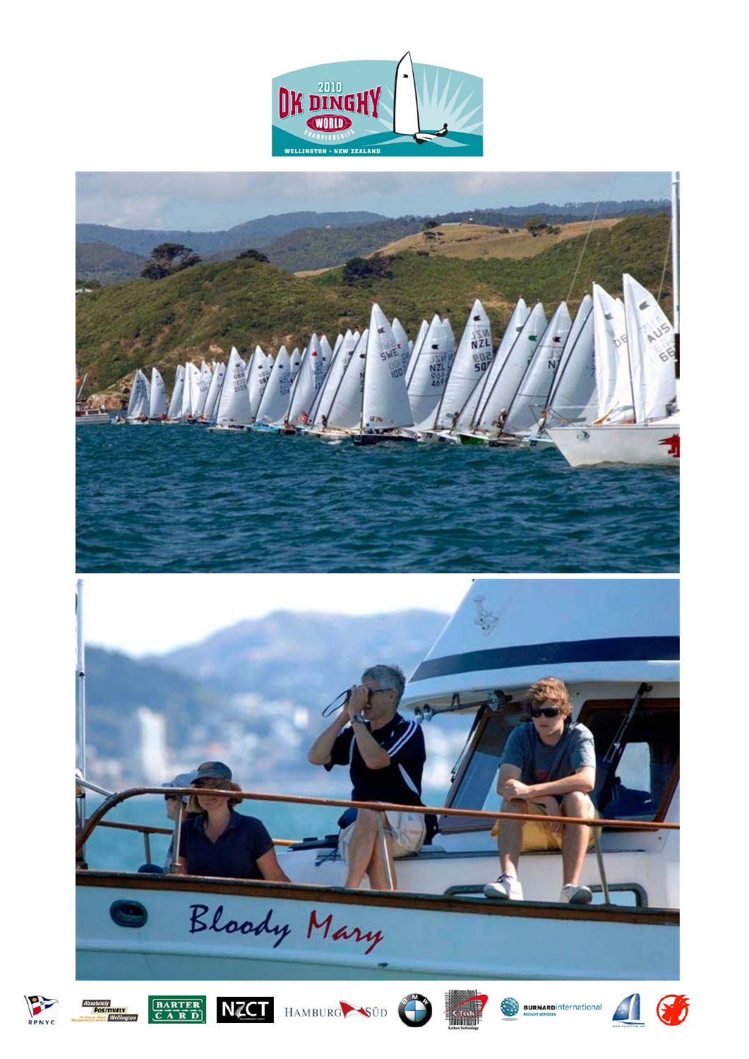# 2010 DK DINGHY WORLD CHAMPIONSHIPS

WELLINGTON • NEW ZEALAND